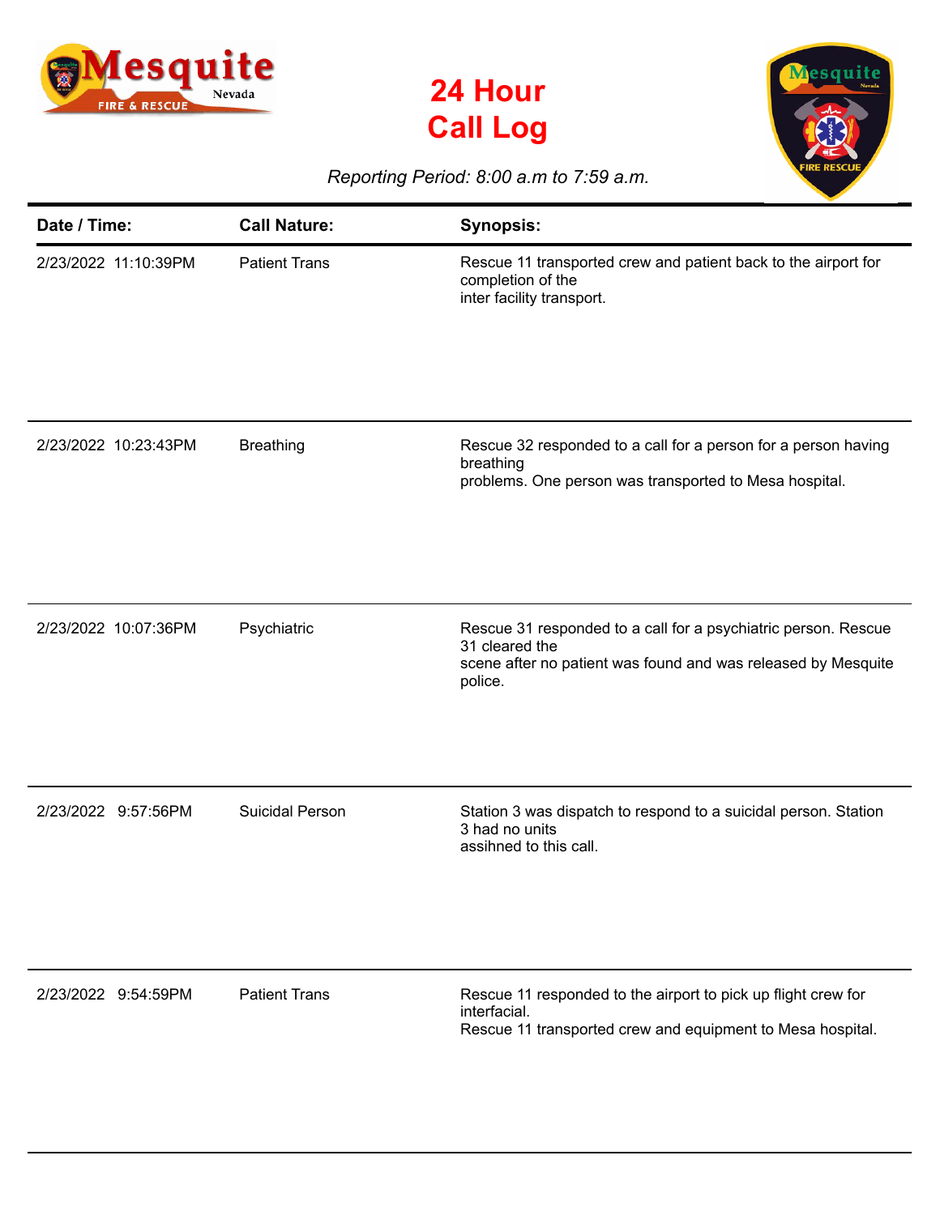# 24 Hour Call Log

*Reporting Period: 8:00 a.m to 7:59 a.m.*

| Date / Time: | Call Nature: | Synopsis: |
|---|---|---|
| 2/23/2022 11:10:39PM | Patient Trans | Rescue 11 transported crew and patient back to the airport for completion of the inter facility transport. |
| 2/23/2022 10:23:43PM | Breathing | Rescue 32 responded to a call for a person for a person having breathing problems. One person was transported to Mesa hospital. |
| 2/23/2022 10:07:36PM | Psychiatric | Rescue 31 responded to a call for a psychiatric person. Rescue 31 cleared the scene after no patient was found and was released by Mesquite police. |
| 2/23/2022 9:57:56PM | Suicidal Person | Station 3 was dispatch to respond to a suicidal person. Station 3 had no units assihned to this call. |
| 2/23/2022 9:54:59PM | Patient Trans | Rescue 11 responded to the airport to pick up flight crew for interfacial. Rescue 11 transported crew and equipment to Mesa hospital. |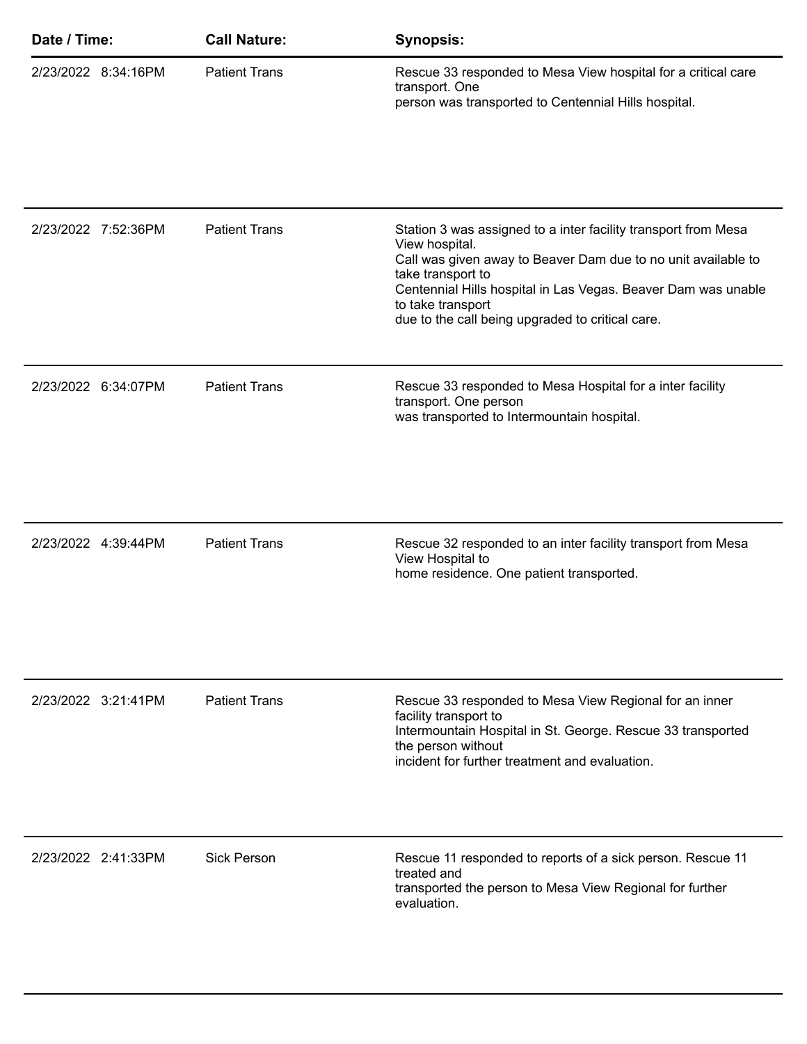| Date / Time: | Call Nature: | Synopsis: |
| --- | --- | --- |
| 2/23/2022 8:34:16PM | Patient Trans | Rescue 33 responded to Mesa View hospital for a critical care transport. One person was transported to Centennial Hills hospital. |
| 2/23/2022 7:52:36PM | Patient Trans | Station 3 was assigned to a inter facility transport from Mesa View hospital. Call was given away to Beaver Dam due to no unit available to take transport to Centennial Hills hospital in Las Vegas. Beaver Dam was unable to take transport due to the call being upgraded to critical care. |
| 2/23/2022 6:34:07PM | Patient Trans | Rescue 33 responded to Mesa Hospital for a inter facility transport. One person was transported to Intermountain hospital. |
| 2/23/2022 4:39:44PM | Patient Trans | Rescue 32 responded to an inter facility transport from Mesa View Hospital to home residence. One patient transported. |
| 2/23/2022 3:21:41PM | Patient Trans | Rescue 33 responded to Mesa View Regional for an inner facility transport to Intermountain Hospital in St. George. Rescue 33 transported the person without incident for further treatment and evaluation. |
| 2/23/2022 2:41:33PM | Sick Person | Rescue 11 responded to reports of a sick person. Rescue 11 treated and transported the person to Mesa View Regional for further evaluation. |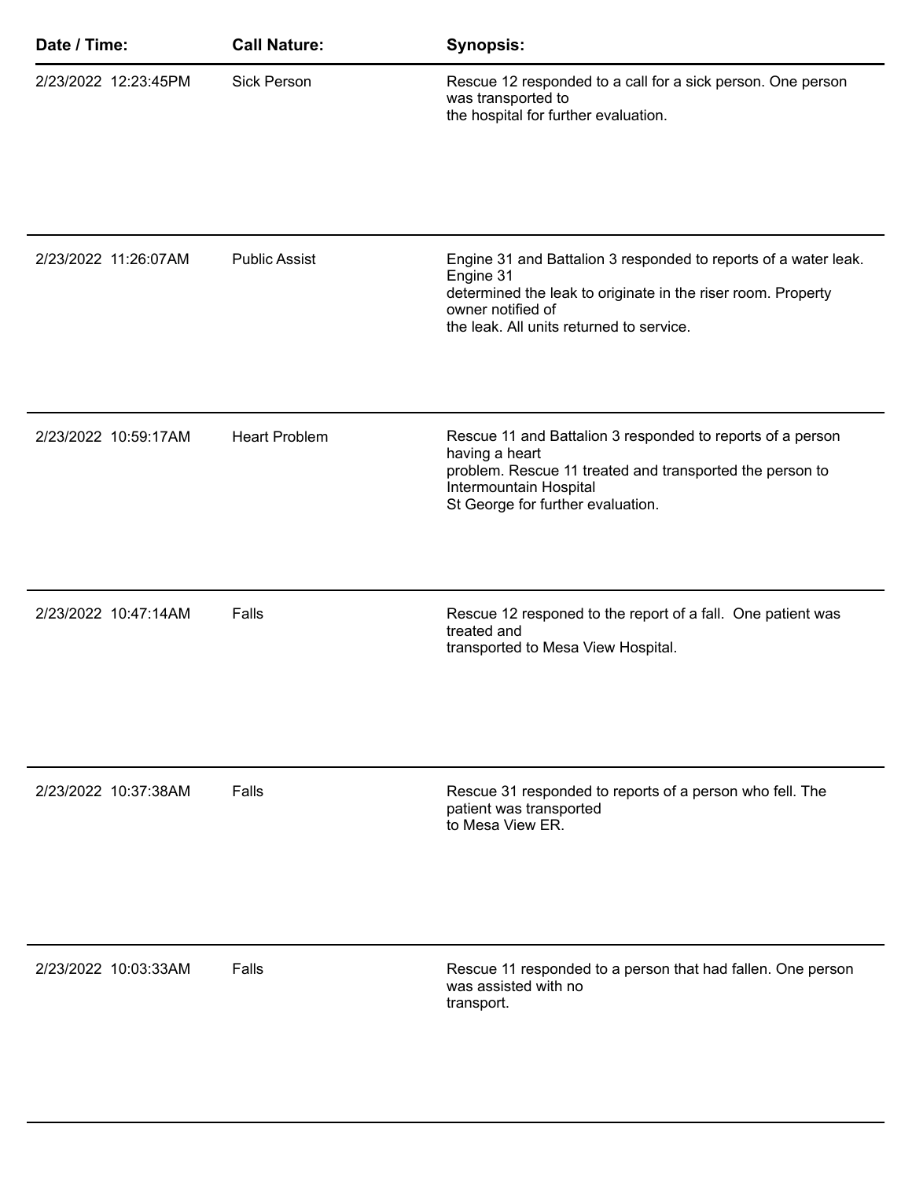| Date / Time: | Call Nature: | Synopsis: |
|---|---|---|
| 2/23/2022 12:23:45PM | Sick Person | Rescue 12 responded to a call for a sick person. One person was transported to the hospital for further evaluation. |
| 2/23/2022 11:26:07AM | Public Assist | Engine 31 and Battalion 3 responded to reports of a water leak. Engine 31 determined the leak to originate in the riser room. Property owner notified of the leak. All units returned to service. |
| 2/23/2022 10:59:17AM | Heart Problem | Rescue 11 and Battalion 3 responded to reports of a person having a heart problem. Rescue 11 treated and transported the person to Intermountain Hospital St George for further evaluation. |
| 2/23/2022 10:47:14AM | Falls | Rescue 12 responed to the report of a fall. One patient was treated and transported to Mesa View Hospital. |
| 2/23/2022 10:37:38AM | Falls | Rescue 31 responded to reports of a person who fell. The patient was transported to Mesa View ER. |
| 2/23/2022 10:03:33AM | Falls | Rescue 11 responded to a person that had fallen. One person was assisted with no transport. |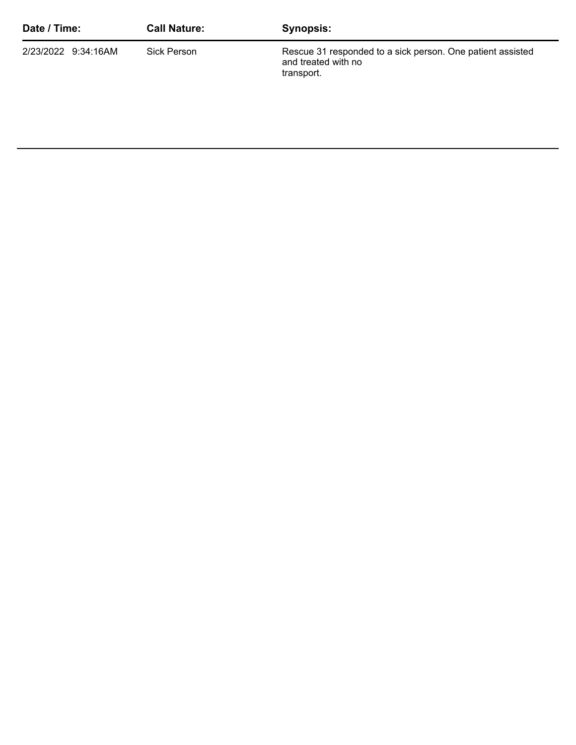| Date / Time: | Call Nature: | Synopsis: |
|---|---|---|
| 2/23/2022 9:34:16AM | Sick Person | Rescue 31 responded to a sick person. One patient assisted and treated with no transport. |